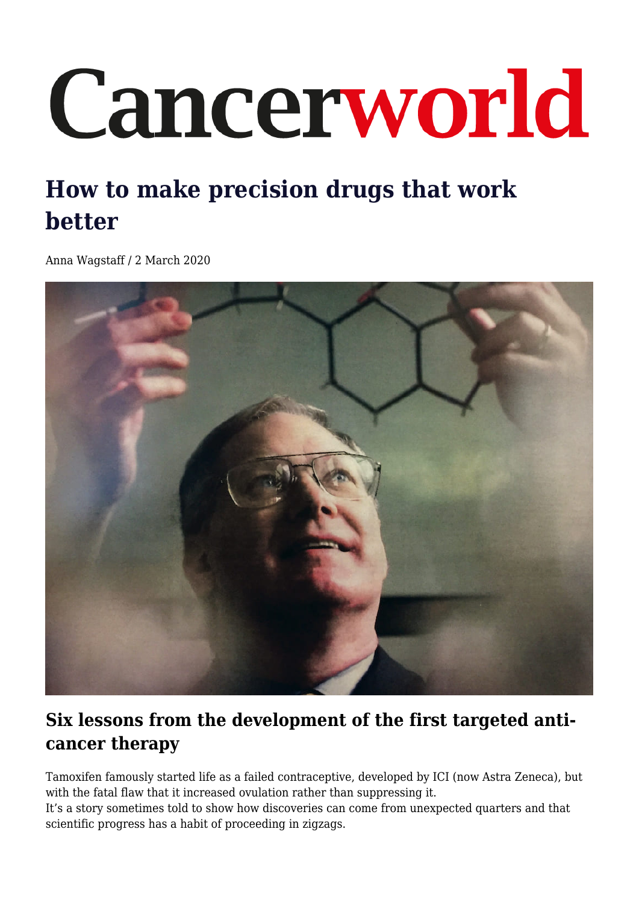# How to make precision drugs that work better

Anna Wagstaff / 2 March 2020

## Six lessons from the development of the first targeted anti-cancer therapy

Tamoxifen famously started life as a failed contraceptive, developed by ICI (now Astra Zeneca), but with the fatal flaw that it increased ovulation rather than suppressing it.
It's a story sometimes told to show how discoveries can come from unexpected quarters and that scientific progress has a habit of proceeding in zigzags.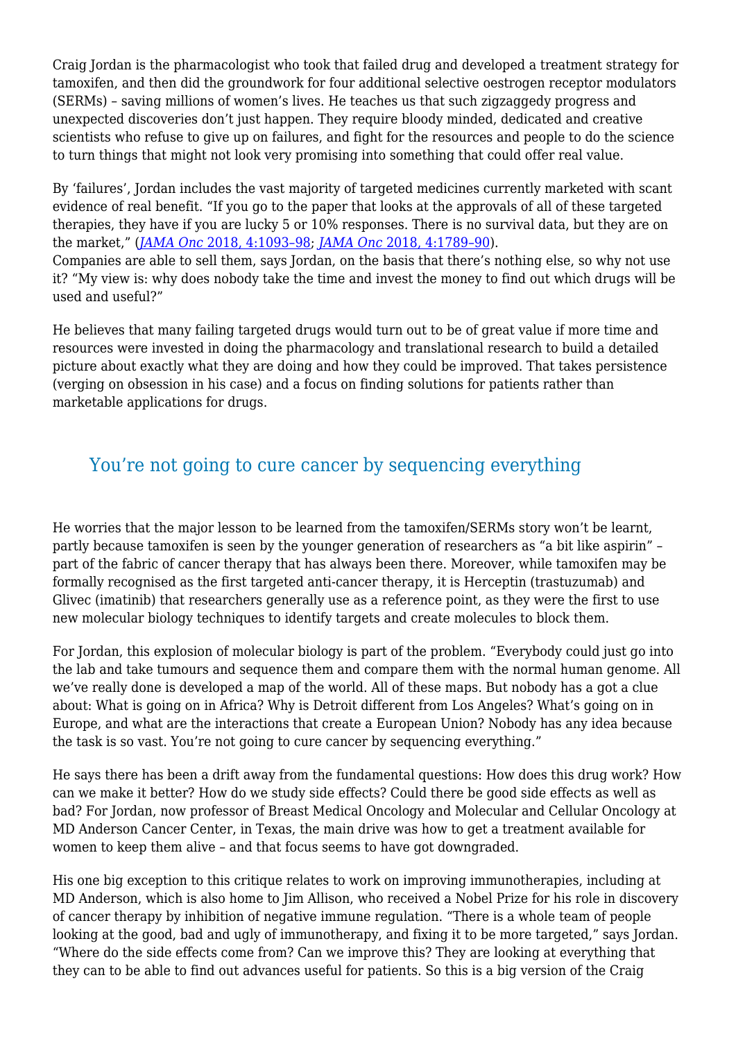Craig Jordan is the pharmacologist who took that failed drug and developed a treatment strategy for tamoxifen, and then did the groundwork for four additional selective oestrogen receptor modulators (SERMs) – saving millions of women's lives. He teaches us that such zigzaggedy progress and unexpected discoveries don't just happen. They require bloody minded, dedicated and creative scientists who refuse to give up on failures, and fight for the resources and people to do the science to turn things that might not look very promising into something that could offer real value.

By 'failures', Jordan includes the vast majority of targeted medicines currently marketed with scant evidence of real benefit. "If you go to the paper that looks at the approvals of all of these targeted therapies, they have if you are lucky 5 or 10% responses. There is no survival data, but they are on the market," (*JAMA Onc* 2018, 4:1093–98; *JAMA Onc* 2018, 4:1789–90).
Companies are able to sell them, says Jordan, on the basis that there's nothing else, so why not use it? "My view is: why does nobody take the time and invest the money to find out which drugs will be used and useful?"

He believes that many failing targeted drugs would turn out to be of great value if more time and resources were invested in doing the pharmacology and translational research to build a detailed picture about exactly what they are doing and how they could be improved. That takes persistence (verging on obsession in his case) and a focus on finding solutions for patients rather than marketable applications for drugs.

## You're not going to cure cancer by sequencing everything

He worries that the major lesson to be learned from the tamoxifen/SERMs story won't be learnt, partly because tamoxifen is seen by the younger generation of researchers as "a bit like aspirin" – part of the fabric of cancer therapy that has always been there. Moreover, while tamoxifen may be formally recognised as the first targeted anti-cancer therapy, it is Herceptin (trastuzumab) and Glivec (imatinib) that researchers generally use as a reference point, as they were the first to use new molecular biology techniques to identify targets and create molecules to block them.

For Jordan, this explosion of molecular biology is part of the problem. "Everybody could just go into the lab and take tumours and sequence them and compare them with the normal human genome. All we've really done is developed a map of the world. All of these maps. But nobody has a got a clue about: What is going on in Africa? Why is Detroit different from Los Angeles? What's going on in Europe, and what are the interactions that create a European Union? Nobody has any idea because the task is so vast. You're not going to cure cancer by sequencing everything."

He says there has been a drift away from the fundamental questions: How does this drug work? How can we make it better? How do we study side effects? Could there be good side effects as well as bad? For Jordan, now professor of Breast Medical Oncology and Molecular and Cellular Oncology at MD Anderson Cancer Center, in Texas, the main drive was how to get a treatment available for women to keep them alive – and that focus seems to have got downgraded.

His one big exception to this critique relates to work on improving immunotherapies, including at MD Anderson, which is also home to Jim Allison, who received a Nobel Prize for his role in discovery of cancer therapy by inhibition of negative immune regulation. "There is a whole team of people looking at the good, bad and ugly of immunotherapy, and fixing it to be more targeted," says Jordan. "Where do the side effects come from? Can we improve this? They are looking at everything that they can to be able to find out advances useful for patients. So this is a big version of the Craig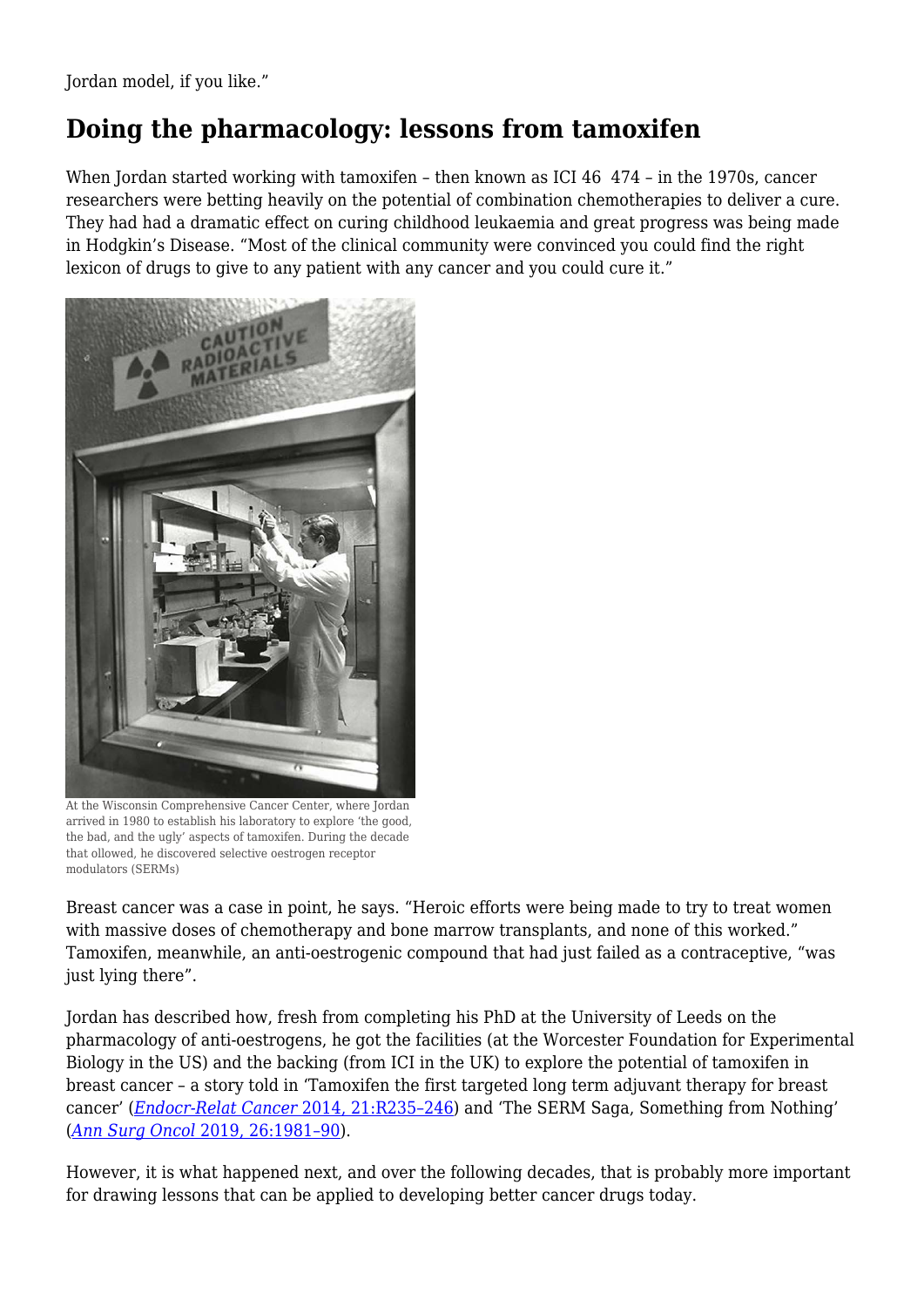Jordan model, if you like."

## Doing the pharmacology: lessons from tamoxifen

When Jordan started working with tamoxifen – then known as ICI 46 474 – in the 1970s, cancer researchers were betting heavily on the potential of combination chemotherapies to deliver a cure. They had had a dramatic effect on curing childhood leukaemia and great progress was being made in Hodgkin's Disease. "Most of the clinical community were convinced you could find the right lexicon of drugs to give to any patient with any cancer and you could cure it."

At the Wisconsin Comprehensive Cancer Center, where Jordan arrived in 1980 to establish his laboratory to explore 'the good, the bad, and the ugly' aspects of tamoxifen. During the decade that ollowed, he discovered selective oestrogen receptor modulators (SERMs)

Breast cancer was a case in point, he says. "Heroic efforts were being made to try to treat women with massive doses of chemotherapy and bone marrow transplants, and none of this worked." Tamoxifen, meanwhile, an anti-oestrogenic compound that had just failed as a contraceptive, "was just lying there".

Jordan has described how, fresh from completing his PhD at the University of Leeds on the pharmacology of anti-oestrogens, he got the facilities (at the Worcester Foundation for Experimental Biology in the US) and the backing (from ICI in the UK) to explore the potential of tamoxifen in breast cancer – a story told in 'Tamoxifen the first targeted long term adjuvant therapy for breast cancer' (*Endocr-Relat Cancer* 2014, 21:R235–246) and 'The SERM Saga, Something from Nothing' (*Ann Surg Oncol* 2019, 26:1981–90).

However, it is what happened next, and over the following decades, that is probably more important for drawing lessons that can be applied to developing better cancer drugs today.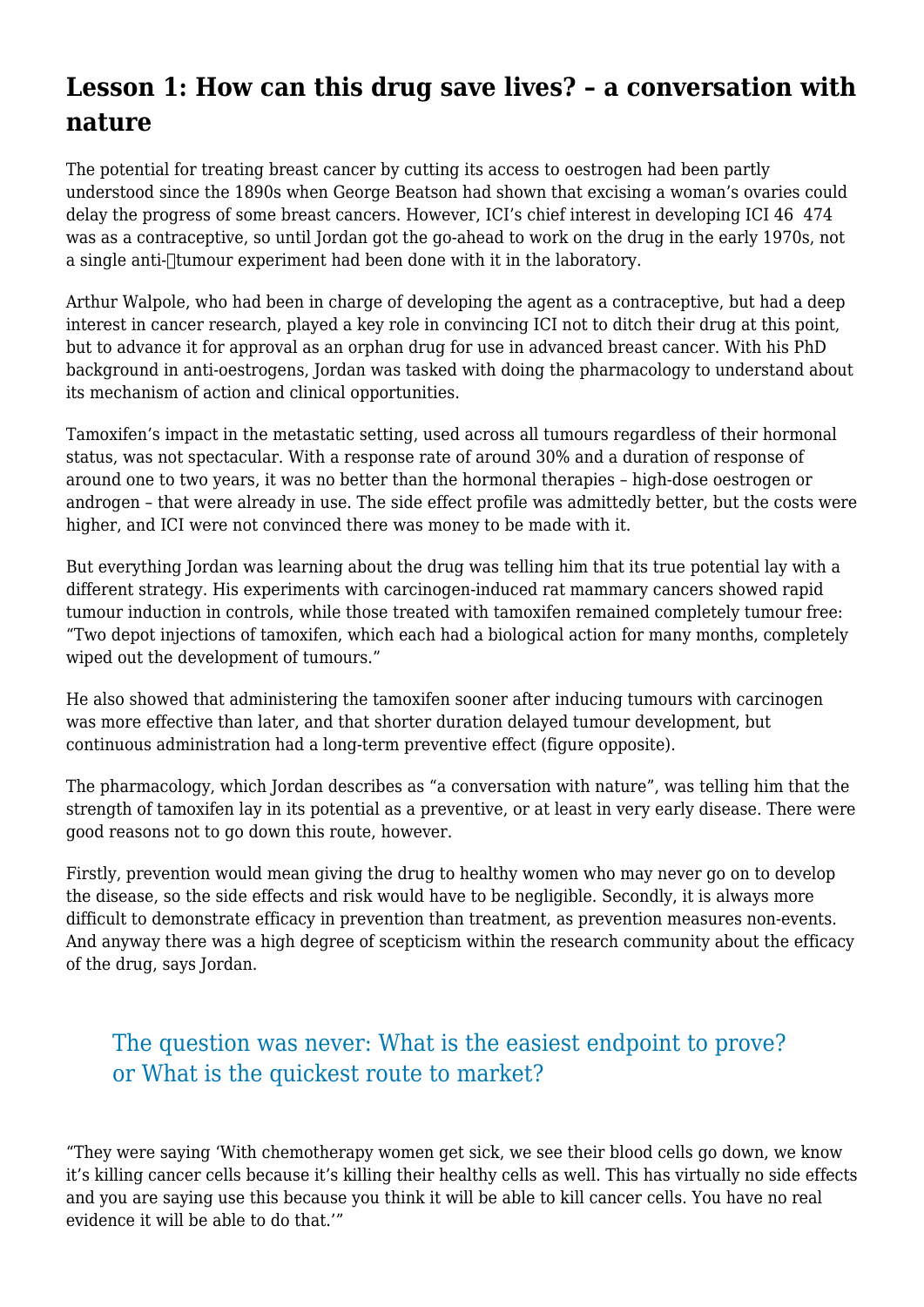## Lesson 1: How can this drug save lives? – a conversation with nature

The potential for treating breast cancer by cutting its access to oestrogen had been partly understood since the 1890s when George Beatson had shown that excising a woman's ovaries could delay the progress of some breast cancers. However, ICI's chief interest in developing ICI 46 474 was as a contraceptive, so until Jordan got the go-ahead to work on the drug in the early 1970s, not a single anti-tumour experiment had been done with it in the laboratory.

Arthur Walpole, who had been in charge of developing the agent as a contraceptive, but had a deep interest in cancer research, played a key role in convincing ICI not to ditch their drug at this point, but to advance it for approval as an orphan drug for use in advanced breast cancer. With his PhD background in anti-oestrogens, Jordan was tasked with doing the pharmacology to understand about its mechanism of action and clinical opportunities.

Tamoxifen's impact in the metastatic setting, used across all tumours regardless of their hormonal status, was not spectacular. With a response rate of around 30% and a duration of response of around one to two years, it was no better than the hormonal therapies – high-dose oestrogen or androgen – that were already in use. The side effect profile was admittedly better, but the costs were higher, and ICI were not convinced there was money to be made with it.

But everything Jordan was learning about the drug was telling him that its true potential lay with a different strategy. His experiments with carcinogen-induced rat mammary cancers showed rapid tumour induction in controls, while those treated with tamoxifen remained completely tumour free: "Two depot injections of tamoxifen, which each had a biological action for many months, completely wiped out the development of tumours."

He also showed that administering the tamoxifen sooner after inducing tumours with carcinogen was more effective than later, and that shorter duration delayed tumour development, but continuous administration had a long-term preventive effect (figure opposite).

The pharmacology, which Jordan describes as "a conversation with nature", was telling him that the strength of tamoxifen lay in its potential as a preventive, or at least in very early disease. There were good reasons not to go down this route, however.

Firstly, prevention would mean giving the drug to healthy women who may never go on to develop the disease, so the side effects and risk would have to be negligible. Secondly, it is always more difficult to demonstrate efficacy in prevention than treatment, as prevention measures non-events. And anyway there was a high degree of scepticism within the research community about the efficacy of the drug, says Jordan.

> The question was never: What is the easiest endpoint to prove? or What is the quickest route to market?

"They were saying 'With chemotherapy women get sick, we see their blood cells go down, we know it's killing cancer cells because it's killing their healthy cells as well. This has virtually no side effects and you are saying use this because you think it will be able to kill cancer cells. You have no real evidence it will be able to do that.'"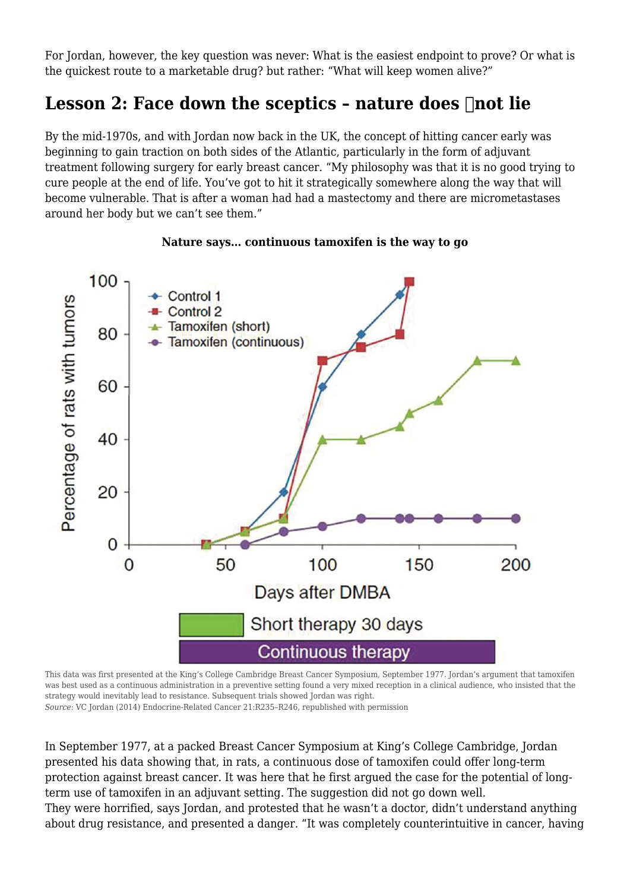For Jordan, however, the key question was never: What is the easiest endpoint to prove? Or what is the quickest route to a marketable drug? but rather: "What will keep women alive?"

## Lesson 2: Face down the sceptics – nature does not lie

By the mid-1970s, and with Jordan now back in the UK, the concept of hitting cancer early was beginning to gain traction on both sides of the Atlantic, particularly in the form of adjuvant treatment following surgery for early breast cancer. "My philosophy was that it is no good trying to cure people at the end of life. You've got to hit it strategically somewhere along the way that will become vulnerable. That is after a woman had had a mastectomy and there are micrometastases around her body but we can't see them."

**Nature says… continuous tamoxifen is the way to go**

This data was first presented at the King's College Cambridge Breast Cancer Symposium, September 1977. Jordan's argument that tamoxifen was best used as a continuous administration in a preventive setting found a very mixed reception in a clinical audience, who insisted that the strategy would inevitably lead to resistance. Subsequent trials showed Jordan was right.
*Source*: VC Jordan (2014) Endocrine-Related Cancer 21:R235–R246, republished with permission

In September 1977, at a packed Breast Cancer Symposium at King's College Cambridge, Jordan presented his data showing that, in rats, a continuous dose of tamoxifen could offer long-term protection against breast cancer. It was here that he first argued the case for the potential of long-term use of tamoxifen in an adjuvant setting. The suggestion did not go down well.
They were horrified, says Jordan, and protested that he wasn't a doctor, didn't understand anything about drug resistance, and presented a danger. "It was completely counterintuitive in cancer, having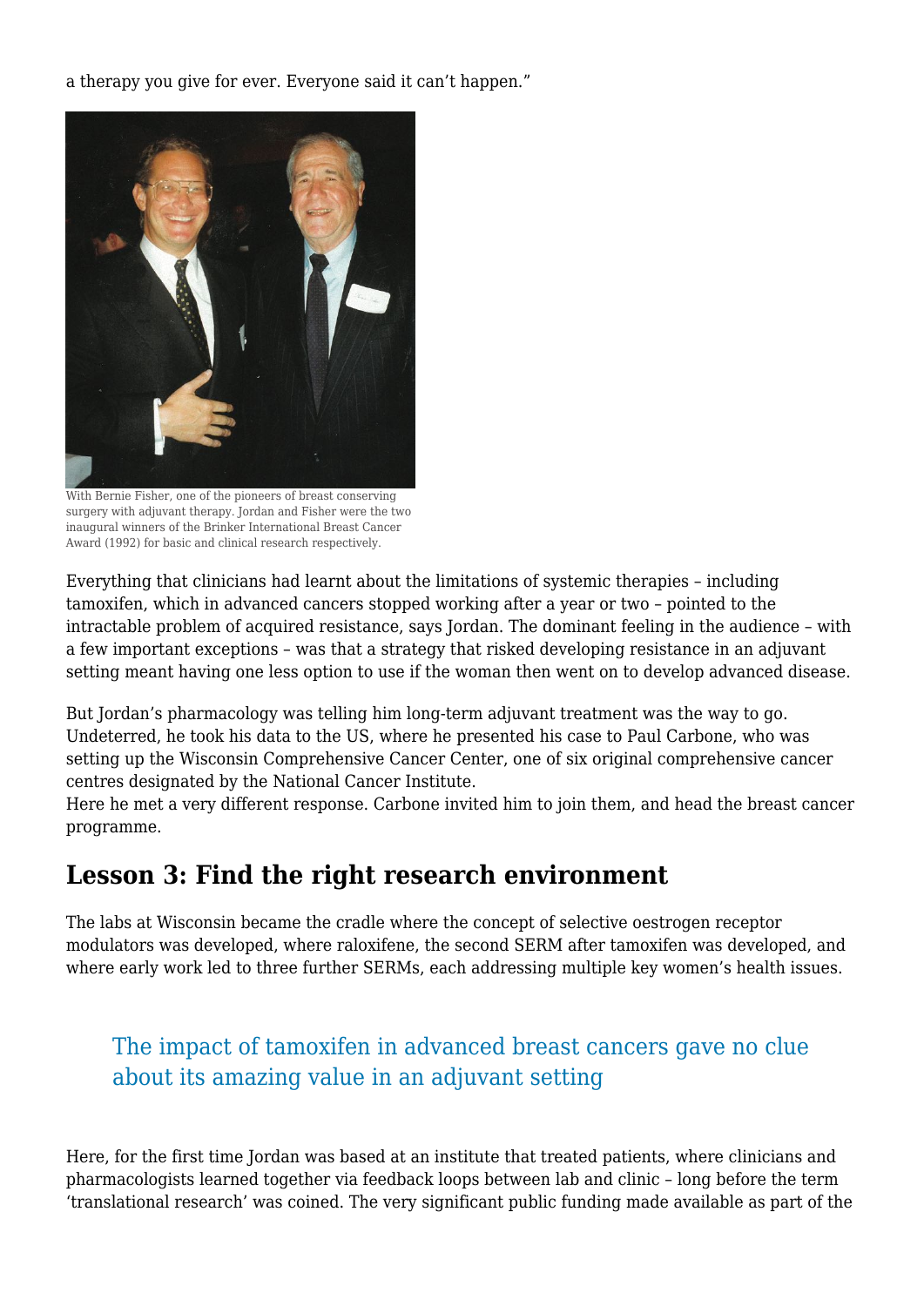a therapy you give for ever. Everyone said it can't happen."

With Bernie Fisher, one of the pioneers of breast conserving surgery with adjuvant therapy. Jordan and Fisher were the two inaugural winners of the Brinker International Breast Cancer Award (1992) for basic and clinical research respectively.

Everything that clinicians had learnt about the limitations of systemic therapies – including tamoxifen, which in advanced cancers stopped working after a year or two – pointed to the intractable problem of acquired resistance, says Jordan. The dominant feeling in the audience – with a few important exceptions – was that a strategy that risked developing resistance in an adjuvant setting meant having one less option to use if the woman then went on to develop advanced disease.

But Jordan's pharmacology was telling him long-term adjuvant treatment was the way to go. Undeterred, he took his data to the US, where he presented his case to Paul Carbone, who was setting up the Wisconsin Comprehensive Cancer Center, one of six original comprehensive cancer centres designated by the National Cancer Institute.
Here he met a very different response. Carbone invited him to join them, and head the breast cancer programme.

## Lesson 3: Find the right research environment

The labs at Wisconsin became the cradle where the concept of selective oestrogen receptor modulators was developed, where raloxifene, the second SERM after tamoxifen was developed, and where early work led to three further SERMs, each addressing multiple key women's health issues.

> The impact of tamoxifen in advanced breast cancers gave no clue about its amazing value in an adjuvant setting

Here, for the first time Jordan was based at an institute that treated patients, where clinicians and pharmacologists learned together via feedback loops between lab and clinic – long before the term 'translational research' was coined. The very significant public funding made available as part of the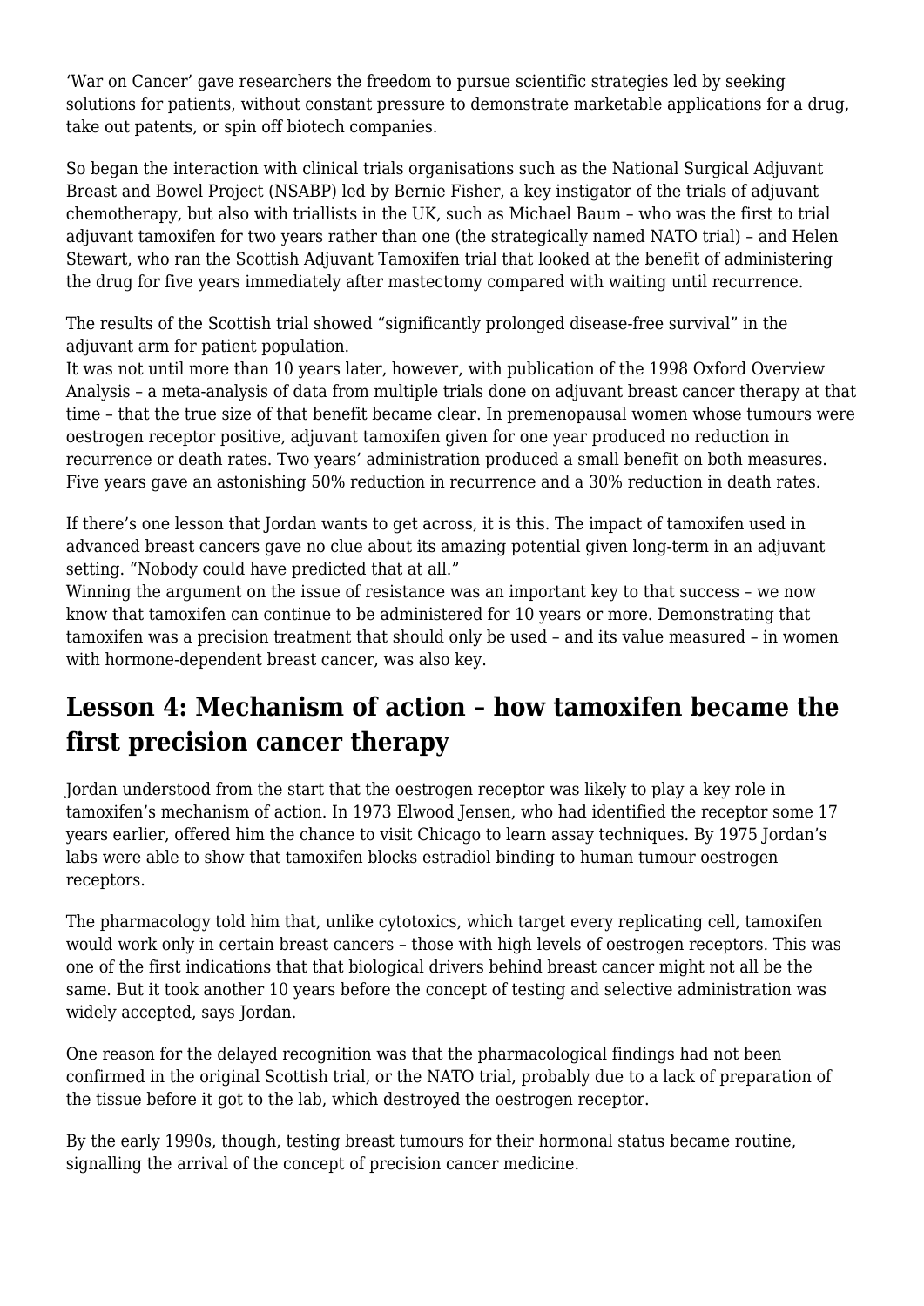'War on Cancer' gave researchers the freedom to pursue scientific strategies led by seeking solutions for patients, without constant pressure to demonstrate marketable applications for a drug, take out patents, or spin off biotech companies.

So began the interaction with clinical trials organisations such as the National Surgical Adjuvant Breast and Bowel Project (NSABP) led by Bernie Fisher, a key instigator of the trials of adjuvant chemotherapy, but also with triallists in the UK, such as Michael Baum – who was the first to trial adjuvant tamoxifen for two years rather than one (the strategically named NATO trial) – and Helen Stewart, who ran the Scottish Adjuvant Tamoxifen trial that looked at the benefit of administering the drug for five years immediately after mastectomy compared with waiting until recurrence.

The results of the Scottish trial showed "significantly prolonged disease-free survival" in the adjuvant arm for patient population.
It was not until more than 10 years later, however, with publication of the 1998 Oxford Overview Analysis – a meta-analysis of data from multiple trials done on adjuvant breast cancer therapy at that time – that the true size of that benefit became clear. In premenopausal women whose tumours were oestrogen receptor positive, adjuvant tamoxifen given for one year produced no reduction in recurrence or death rates. Two years' administration produced a small benefit on both measures. Five years gave an astonishing 50% reduction in recurrence and a 30% reduction in death rates.

If there's one lesson that Jordan wants to get across, it is this. The impact of tamoxifen used in advanced breast cancers gave no clue about its amazing potential given long-term in an adjuvant setting. "Nobody could have predicted that at all."
Winning the argument on the issue of resistance was an important key to that success – we now know that tamoxifen can continue to be administered for 10 years or more. Demonstrating that tamoxifen was a precision treatment that should only be used – and its value measured – in women with hormone-dependent breast cancer, was also key.

## Lesson 4: Mechanism of action – how tamoxifen became the first precision cancer therapy

Jordan understood from the start that the oestrogen receptor was likely to play a key role in tamoxifen's mechanism of action. In 1973 Elwood Jensen, who had identified the receptor some 17 years earlier, offered him the chance to visit Chicago to learn assay techniques. By 1975 Jordan's labs were able to show that tamoxifen blocks estradiol binding to human tumour oestrogen receptors.

The pharmacology told him that, unlike cytotoxics, which target every replicating cell, tamoxifen would work only in certain breast cancers – those with high levels of oestrogen receptors. This was one of the first indications that that biological drivers behind breast cancer might not all be the same. But it took another 10 years before the concept of testing and selective administration was widely accepted, says Jordan.

One reason for the delayed recognition was that the pharmacological findings had not been confirmed in the original Scottish trial, or the NATO trial, probably due to a lack of preparation of the tissue before it got to the lab, which destroyed the oestrogen receptor.

By the early 1990s, though, testing breast tumours for their hormonal status became routine, signalling the arrival of the concept of precision cancer medicine.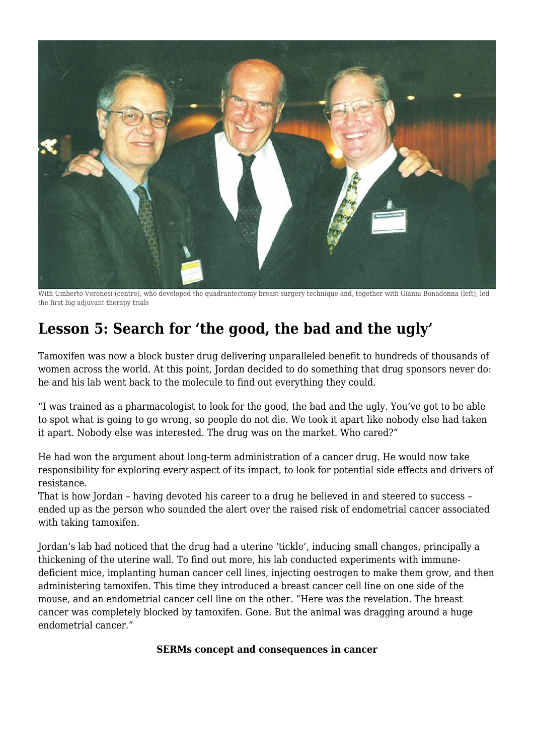With Umberto Veronesi (centre), who developed the quadrantectomy breast surgery technique and, together with Gianni Bonadonna (left), led the first big adjuvant therapy trials

## Lesson 5: Search for 'the good, the bad and the ugly'

Tamoxifen was now a block buster drug delivering unparalleled benefit to hundreds of thousands of women across the world. At this point, Jordan decided to do something that drug sponsors never do: he and his lab went back to the molecule to find out everything they could.

"I was trained as a pharmacologist to look for the good, the bad and the ugly. You've got to be able to spot what is going to go wrong, so people do not die. We took it apart like nobody else had taken it apart. Nobody else was interested. The drug was on the market. Who cared?"

He had won the argument about long-term administration of a cancer drug. He would now take responsibility for exploring every aspect of its impact, to look for potential side effects and drivers of resistance.

That is how Jordan – having devoted his career to a drug he believed in and steered to success – ended up as the person who sounded the alert over the raised risk of endometrial cancer associated with taking tamoxifen.

Jordan's lab had noticed that the drug had a uterine 'tickle', inducing small changes, principally a thickening of the uterine wall. To find out more, his lab conducted experiments with immune-deficient mice, implanting human cancer cell lines, injecting oestrogen to make them grow, and then administering tamoxifen. This time they introduced a breast cancer cell line on one side of the mouse, and an endometrial cancer cell line on the other. "Here was the revelation. The breast cancer was completely blocked by tamoxifen. Gone. But the animal was dragging around a huge endometrial cancer."

**SERMs concept and consequences in cancer**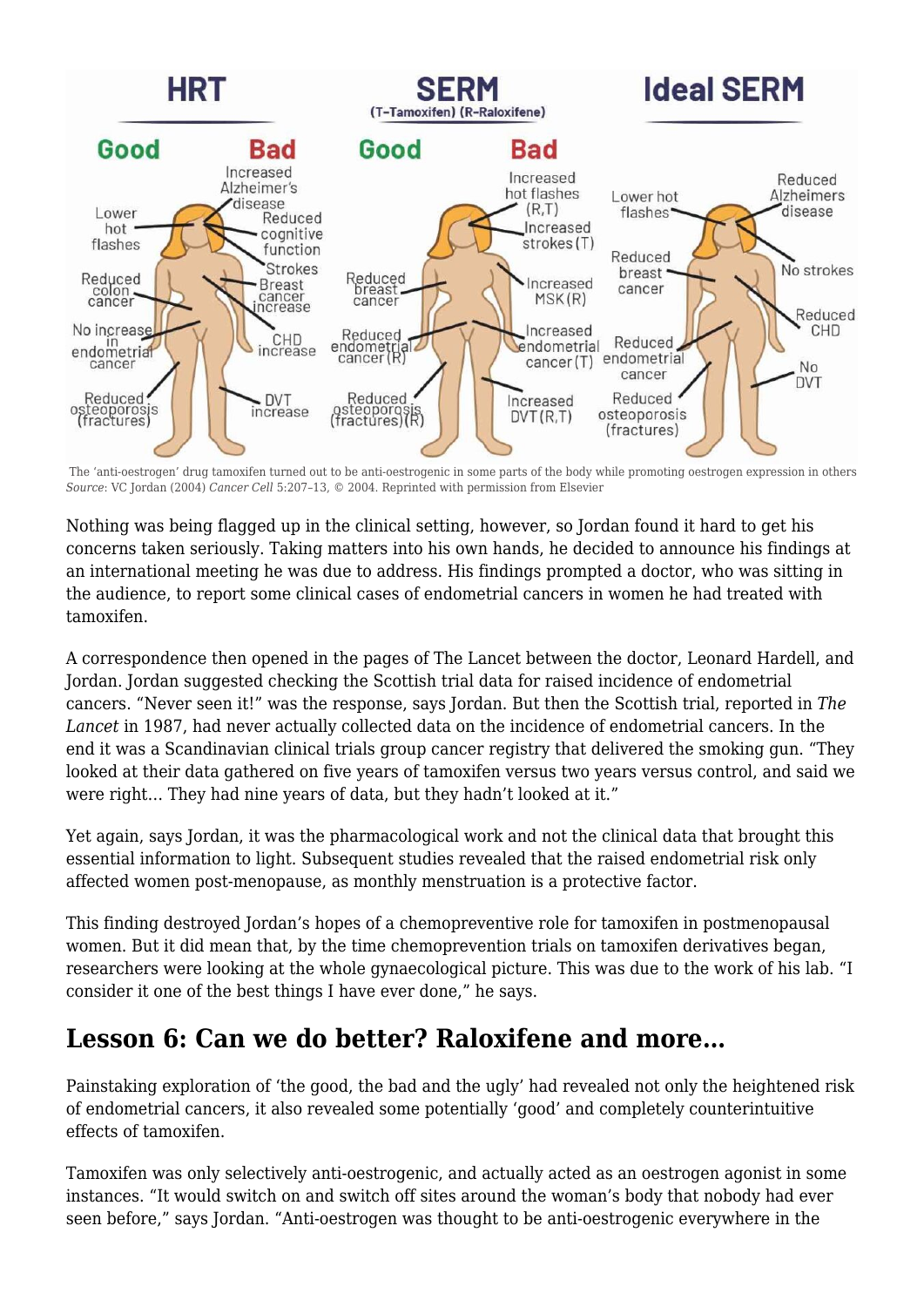The 'anti-oestrogen' drug tamoxifen turned out to be anti-oestrogenic in some parts of the body while promoting oestrogen expression in others
*Source*: VC Jordan (2004) *Cancer Cell* 5:207–13, © 2004. Reprinted with permission from Elsevier

Nothing was being flagged up in the clinical setting, however, so Jordan found it hard to get his concerns taken seriously. Taking matters into his own hands, he decided to announce his findings at an international meeting he was due to address. His findings prompted a doctor, who was sitting in the audience, to report some clinical cases of endometrial cancers in women he had treated with tamoxifen.

A correspondence then opened in the pages of The Lancet between the doctor, Leonard Hardell, and Jordan. Jordan suggested checking the Scottish trial data for raised incidence of endometrial cancers. "Never seen it!" was the response, says Jordan. But then the Scottish trial, reported in *The Lancet* in 1987, had never actually collected data on the incidence of endometrial cancers. In the end it was a Scandinavian clinical trials group cancer registry that delivered the smoking gun. "They looked at their data gathered on five years of tamoxifen versus two years versus control, and said we were right… They had nine years of data, but they hadn't looked at it."

Yet again, says Jordan, it was the pharmacological work and not the clinical data that brought this essential information to light. Subsequent studies revealed that the raised endometrial risk only affected women post-menopause, as monthly menstruation is a protective factor.

This finding destroyed Jordan's hopes of a chemopreventive role for tamoxifen in postmenopausal women. But it did mean that, by the time chemoprevention trials on tamoxifen derivatives began, researchers were looking at the whole gynaecological picture. This was due to the work of his lab. "I consider it one of the best things I have ever done," he says.

## Lesson 6: Can we do better? Raloxifene and more…

Painstaking exploration of 'the good, the bad and the ugly' had revealed not only the heightened risk of endometrial cancers, it also revealed some potentially 'good' and completely counterintuitive effects of tamoxifen.

Tamoxifen was only selectively anti-oestrogenic, and actually acted as an oestrogen agonist in some instances. "It would switch on and switch off sites around the woman's body that nobody had ever seen before," says Jordan. "Anti-oestrogen was thought to be anti-oestrogenic everywhere in the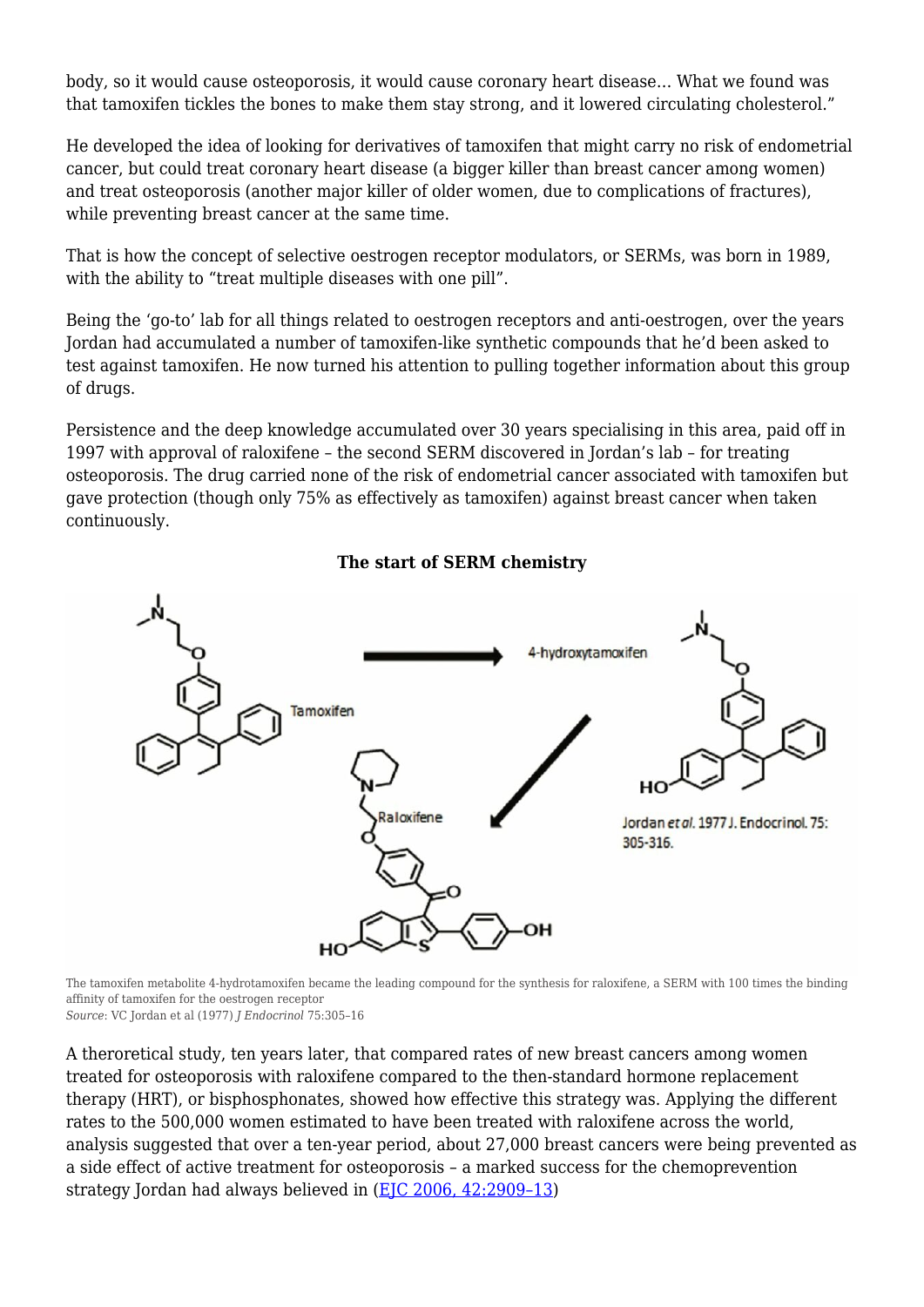body, so it would cause osteoporosis, it would cause coronary heart disease… What we found was that tamoxifen tickles the bones to make them stay strong, and it lowered circulating cholesterol."

He developed the idea of looking for derivatives of tamoxifen that might carry no risk of endometrial cancer, but could treat coronary heart disease (a bigger killer than breast cancer among women) and treat osteoporosis (another major killer of older women, due to complications of fractures), while preventing breast cancer at the same time.

That is how the concept of selective oestrogen receptor modulators, or SERMs, was born in 1989, with the ability to "treat multiple diseases with one pill".

Being the 'go-to' lab for all things related to oestrogen receptors and anti-oestrogen, over the years Jordan had accumulated a number of tamoxifen-like synthetic compounds that he'd been asked to test against tamoxifen. He now turned his attention to pulling together information about this group of drugs.

Persistence and the deep knowledge accumulated over 30 years specialising in this area, paid off in 1997 with approval of raloxifene – the second SERM discovered in Jordan's lab – for treating osteoporosis. The drug carried none of the risk of endometrial cancer associated with tamoxifen but gave protection (though only 75% as effectively as tamoxifen) against breast cancer when taken continuously.

**The start of SERM chemistry**

Tamoxifen → 4-hydroxytamoxifen → Raloxifene

Jordan *et al.* 1977 J. Endocrinol. 75: 305-316.

The tamoxifen metabolite 4-hydrotamoxifen became the leading compound for the synthesis for raloxifene, a SERM with 100 times the binding affinity of tamoxifen for the oestrogen receptor
*Source*: VC Jordan et al (1977) *J Endocrinol* 75:305–16

A theroretical study, ten years later, that compared rates of new breast cancers among women treated for osteoporosis with raloxifene compared to the then-standard hormone replacement therapy (HRT), or bisphosphonates, showed how effective this strategy was. Applying the different rates to the 500,000 women estimated to have been treated with raloxifene across the world, analysis suggested that over a ten-year period, about 27,000 breast cancers were being prevented as a side effect of active treatment for osteoporosis – a marked success for the chemoprevention strategy Jordan had always believed in (EJC 2006, 42:2909–13)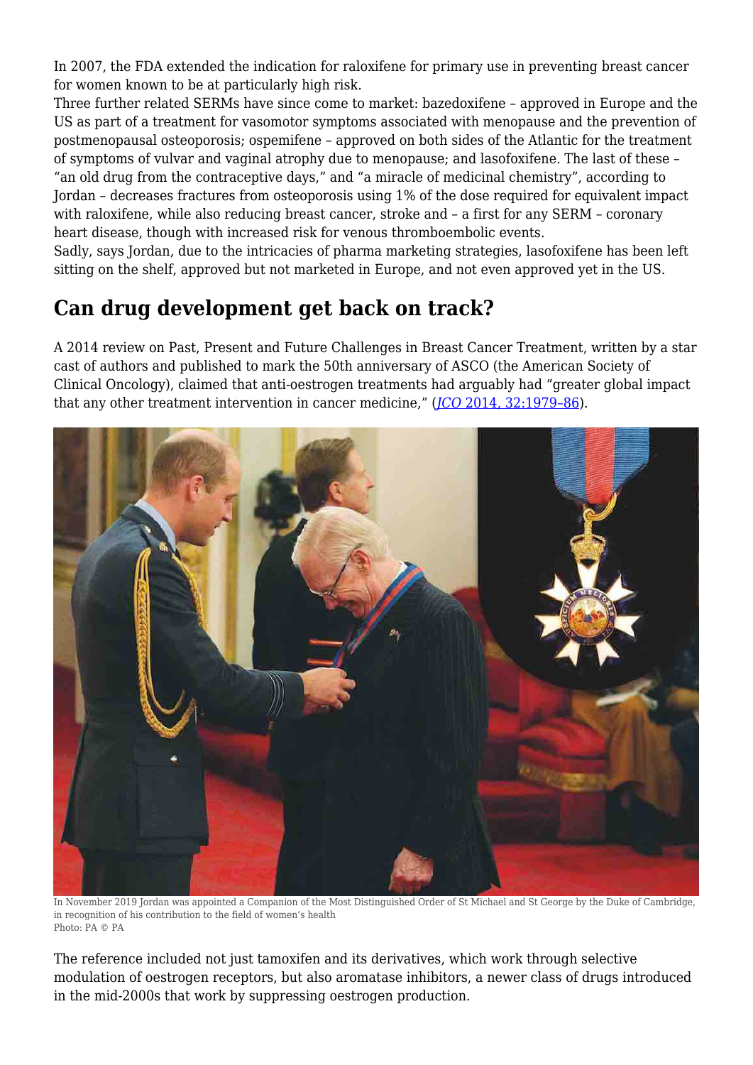In 2007, the FDA extended the indication for raloxifene for primary use in preventing breast cancer for women known to be at particularly high risk.

Three further related SERMs have since come to market: bazedoxifene – approved in Europe and the US as part of a treatment for vasomotor symptoms associated with menopause and the prevention of postmenopausal osteoporosis; ospemifene – approved on both sides of the Atlantic for the treatment of symptoms of vulvar and vaginal atrophy due to menopause; and lasofoxifene. The last of these – "an old drug from the contraceptive days," and "a miracle of medicinal chemistry", according to Jordan – decreases fractures from osteoporosis using 1% of the dose required for equivalent impact with raloxifene, while also reducing breast cancer, stroke and – a first for any SERM – coronary heart disease, though with increased risk for venous thromboembolic events.

Sadly, says Jordan, due to the intricacies of pharma marketing strategies, lasofoxifene has been left sitting on the shelf, approved but not marketed in Europe, and not even approved yet in the US.

## Can drug development get back on track?

A 2014 review on Past, Present and Future Challenges in Breast Cancer Treatment, written by a star cast of authors and published to mark the 50th anniversary of ASCO (the American Society of Clinical Oncology), claimed that anti-oestrogen treatments had arguably had "greater global impact that any other treatment intervention in cancer medicine," (*JCO* 2014, 32:1979–86).

In November 2019 Jordan was appointed a Companion of the Most Distinguished Order of St Michael and St George by the Duke of Cambridge, in recognition of his contribution to the field of women's health
Photo: PA © PA

The reference included not just tamoxifen and its derivatives, which work through selective modulation of oestrogen receptors, but also aromatase inhibitors, a newer class of drugs introduced in the mid-2000s that work by suppressing oestrogen production.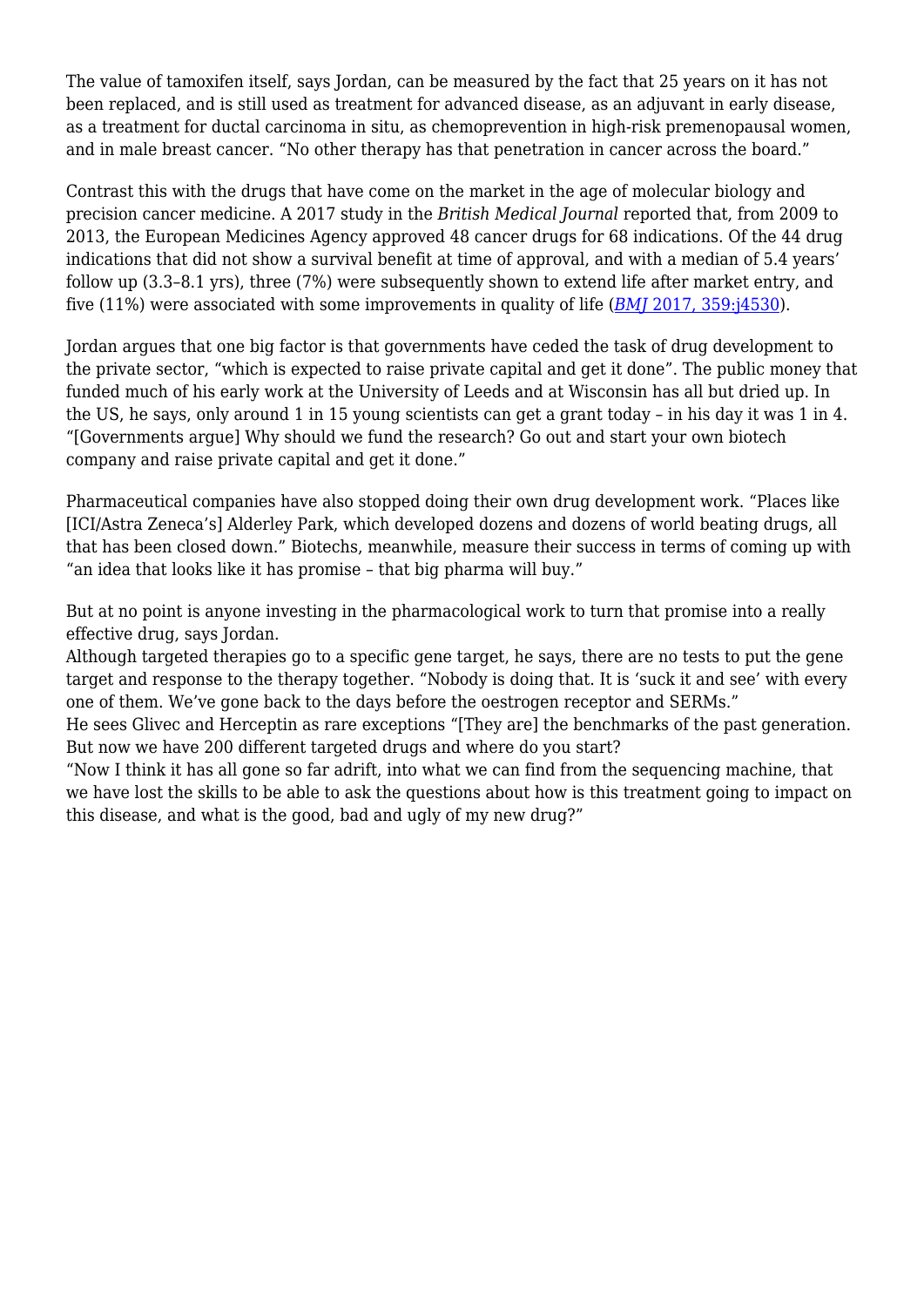The value of tamoxifen itself, says Jordan, can be measured by the fact that 25 years on it has not been replaced, and is still used as treatment for advanced disease, as an adjuvant in early disease, as a treatment for ductal carcinoma in situ, as chemoprevention in high-risk premenopausal women, and in male breast cancer. "No other therapy has that penetration in cancer across the board."

Contrast this with the drugs that have come on the market in the age of molecular biology and precision cancer medicine. A 2017 study in the *British Medical Journal* reported that, from 2009 to 2013, the European Medicines Agency approved 48 cancer drugs for 68 indications. Of the 44 drug indications that did not show a survival benefit at time of approval, and with a median of 5.4 years' follow up (3.3–8.1 yrs), three (7%) were subsequently shown to extend life after market entry, and five (11%) were associated with some improvements in quality of life ([*BMJ* 2017, 359:j4530]).

Jordan argues that one big factor is that governments have ceded the task of drug development to the private sector, "which is expected to raise private capital and get it done". The public money that funded much of his early work at the University of Leeds and at Wisconsin has all but dried up. In the US, he says, only around 1 in 15 young scientists can get a grant today – in his day it was 1 in 4. "[Governments argue] Why should we fund the research? Go out and start your own biotech company and raise private capital and get it done."

Pharmaceutical companies have also stopped doing their own drug development work. "Places like [ICI/Astra Zeneca's] Alderley Park, which developed dozens and dozens of world beating drugs, all that has been closed down." Biotechs, meanwhile, measure their success in terms of coming up with "an idea that looks like it has promise – that big pharma will buy."

But at no point is anyone investing in the pharmacological work to turn that promise into a really effective drug, says Jordan.

Although targeted therapies go to a specific gene target, he says, there are no tests to put the gene target and response to the therapy together. "Nobody is doing that. It is 'suck it and see' with every one of them. We've gone back to the days before the oestrogen receptor and SERMs."

He sees Glivec and Herceptin as rare exceptions "[They are] the benchmarks of the past generation. But now we have 200 different targeted drugs and where do you start?

"Now I think it has all gone so far adrift, into what we can find from the sequencing machine, that we have lost the skills to be able to ask the questions about how is this treatment going to impact on this disease, and what is the good, bad and ugly of my new drug?"